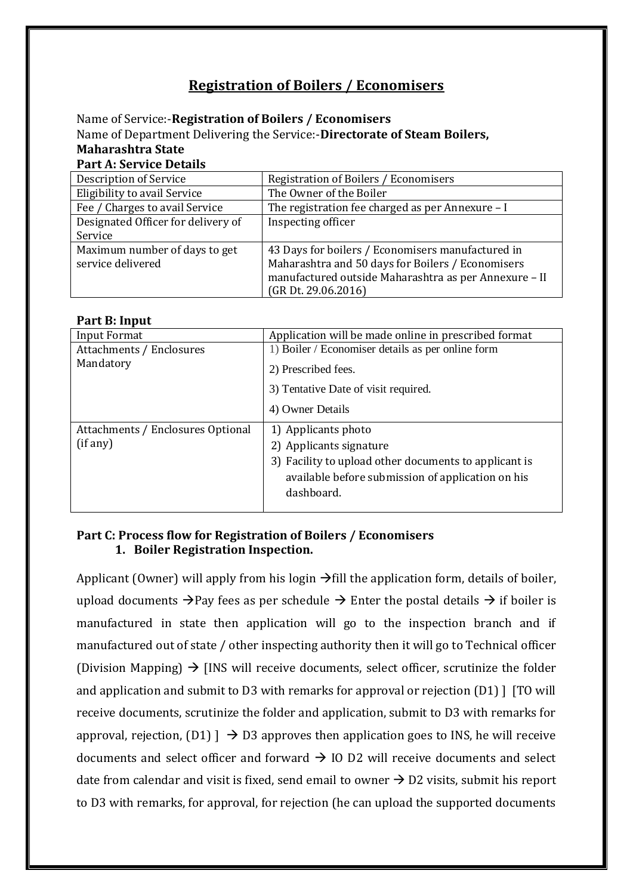# Registration of Boilers / Economisers

Name of Service:-**Registration of Boilers / Economisers**
Name of Department Delivering the Service:-**Directorate of Steam Boilers, Maharashtra State**

**Part A: Service Details**

| Description of Service | Registration of Boilers / Economisers |
|---|---|
| Eligibility to avail Service | The Owner of the Boiler |
| Fee / Charges to avail Service | The registration fee charged as per Annexure – I |
| Designated Officer for delivery of Service | Inspecting officer |
| Maximum number of days to get service delivered | 43 Days for boilers / Economisers manufactured in Maharashtra and 50 days for Boilers / Economisers manufactured outside Maharashtra as per Annexure – II (GR Dt. 29.06.2016) |

**Part B: Input**

| Input Format | Application will be made online in prescribed format |
|---|---|
| Attachments / Enclosures Mandatory | 1) Boiler / Economiser details as per online form<br>2) Prescribed fees.<br>3) Tentative Date of visit required.<br>4) Owner Details |
| Attachments / Enclosures Optional (if any) | 1) Applicants photo<br>2) Applicants signature<br>3) Facility to upload other documents to applicant is available before submission of application on his dashboard. |

**Part C: Process flow for Registration of Boilers / Economisers**

**1. Boiler Registration Inspection.**

Applicant (Owner) will apply from his login →fill the application form, details of boiler, upload documents →Pay fees as per schedule → Enter the postal details → if boiler is manufactured in state then application will go to the inspection branch and if manufactured out of state / other inspecting authority then it will go to Technical officer (Division Mapping) → [INS will receive documents, select officer, scrutinize the folder and application and submit to D3 with remarks for approval or rejection (D1) ] [TO will receive documents, scrutinize the folder and application, submit to D3 with remarks for approval, rejection, (D1) ] → D3 approves then application goes to INS, he will receive documents and select officer and forward → IO D2 will receive documents and select date from calendar and visit is fixed, send email to owner → D2 visits, submit his report to D3 with remarks, for approval, for rejection (he can upload the supported documents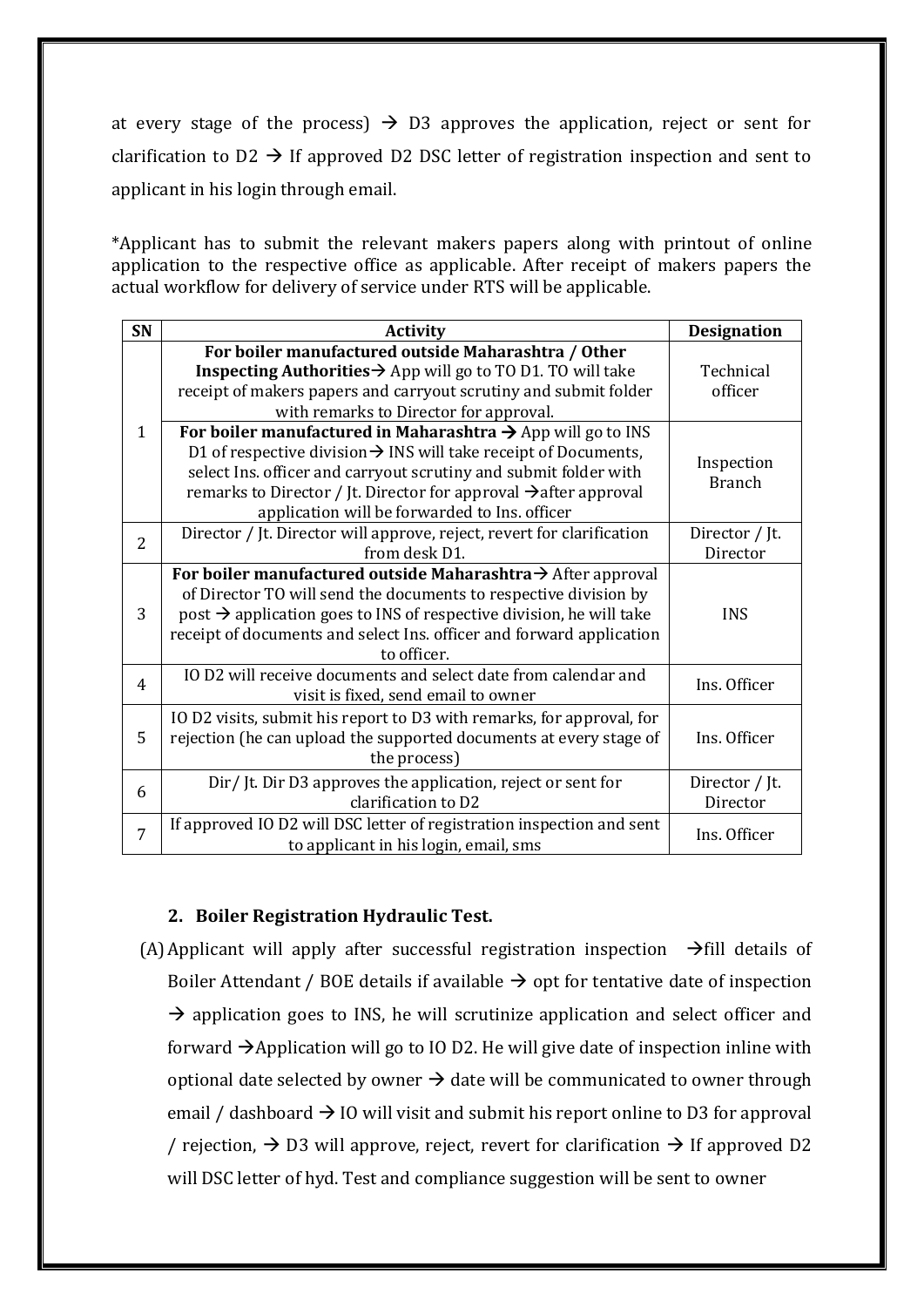at every stage of the process) → D3 approves the application, reject or sent for clarification to D2 → If approved D2 DSC letter of registration inspection and sent to applicant in his login through email.

*Applicant has to submit the relevant makers papers along with printout of online application to the respective office as applicable. After receipt of makers papers the actual workflow for delivery of service under RTS will be applicable.

| SN | Activity | Designation |
|---|---|---|
| 1 | **For boiler manufactured outside Maharashtra / Other Inspecting Authorities**→ App will go to TO D1. TO will take receipt of makers papers and carryout scrutiny and submit folder with remarks to Director for approval. | Technical officer |
| | **For boiler manufactured in Maharashtra** → App will go to INS D1 of respective division→ INS will take receipt of Documents, select Ins. officer and carryout scrutiny and submit folder with remarks to Director / Jt. Director for approval →after approval application will be forwarded to Ins. officer | Inspection Branch |
| 2 | Director / Jt. Director will approve, reject, revert for clarification from desk D1. | Director / Jt. Director |
| 3 | **For boiler manufactured outside Maharashtra**→ After approval of Director TO will send the documents to respective division by post → application goes to INS of respective division, he will take receipt of documents and select Ins. officer and forward application to officer. | INS |
| 4 | IO D2 will receive documents and select date from calendar and visit is fixed, send email to owner | Ins. Officer |
| 5 | IO D2 visits, submit his report to D3 with remarks, for approval, for rejection (he can upload the supported documents at every stage of the process) | Ins. Officer |
| 6 | Dir/ Jt. Dir D3 approves the application, reject or sent for clarification to D2 | Director / Jt. Director |
| 7 | If approved IO D2 will DSC letter of registration inspection and sent to applicant in his login, email, sms | Ins. Officer |

## 2. Boiler Registration Hydraulic Test.

(A) Applicant will apply after successful registration inspection →fill details of Boiler Attendant / BOE details if available → opt for tentative date of inspection → application goes to INS, he will scrutinize application and select officer and forward →Application will go to IO D2. He will give date of inspection inline with optional date selected by owner → date will be communicated to owner through email / dashboard → IO will visit and submit his report online to D3 for approval / rejection, → D3 will approve, reject, revert for clarification → If approved D2 will DSC letter of hyd. Test and compliance suggestion will be sent to owner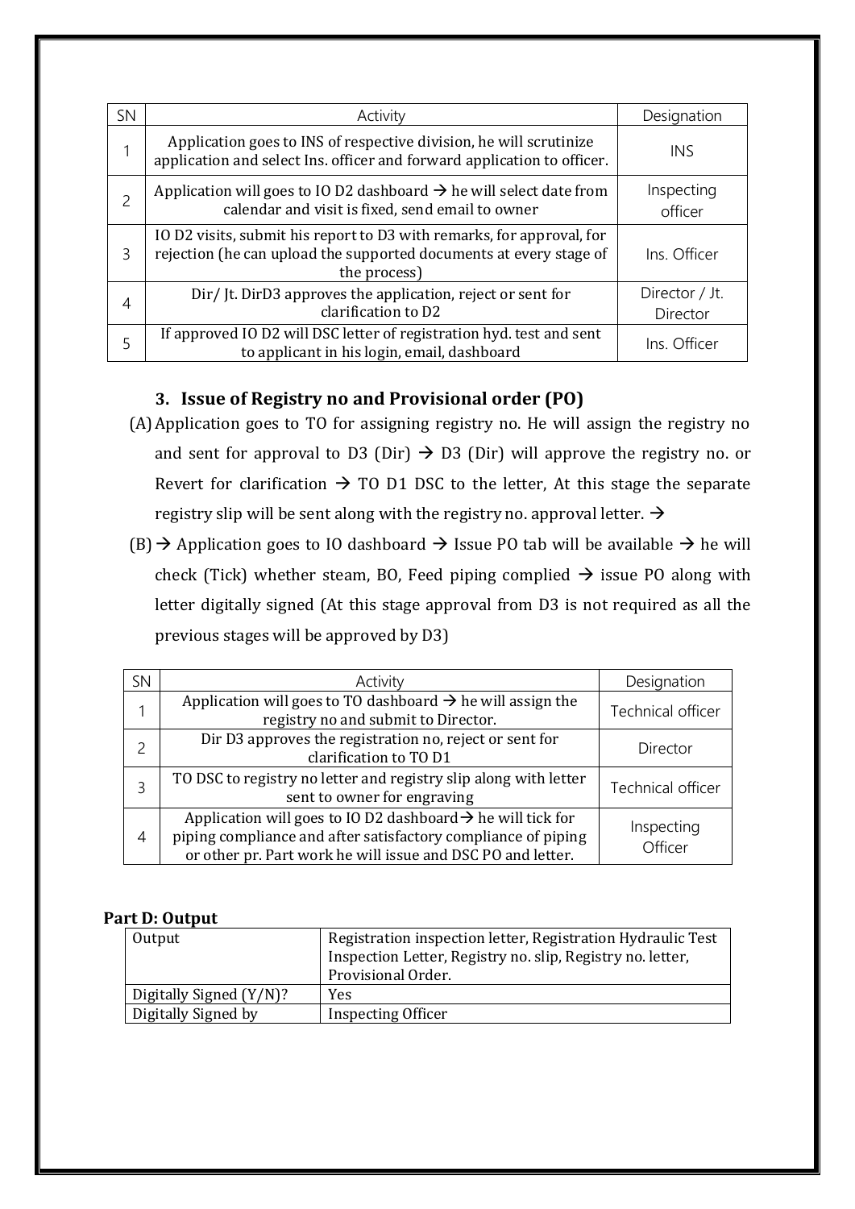| SN | Activity | Designation |
|---|---|---|
| 1 | Application goes to INS of respective division, he will scrutinize application and select Ins. officer and forward application to officer. | INS |
| 2 | Application will goes to IO D2 dashboard → he will select date from calendar and visit is fixed, send email to owner | Inspecting officer |
| 3 | IO D2 visits, submit his report to D3 with remarks, for approval, for rejection (he can upload the supported documents at every stage of the process) | Ins. Officer |
| 4 | Dir/ Jt. DirD3 approves the application, reject or sent for clarification to D2 | Director / Jt. Director |
| 5 | If approved IO D2 will DSC letter of registration hyd. test and sent to applicant in his login, email, dashboard | Ins. Officer |

### 3. Issue of Registry no and Provisional order (PO)

(A) Application goes to TO for assigning registry no. He will assign the registry no and sent for approval to D3 (Dir) → D3 (Dir) will approve the registry no. or Revert for clarification → TO D1 DSC to the letter, At this stage the separate registry slip will be sent along with the registry no. approval letter. →

(B) → Application goes to IO dashboard → Issue PO tab will be available → he will check (Tick) whether steam, BO, Feed piping complied → issue PO along with letter digitally signed (At this stage approval from D3 is not required as all the previous stages will be approved by D3)

| SN | Activity | Designation |
|---|---|---|
| 1 | Application will goes to TO dashboard → he will assign the registry no and submit to Director. | Technical officer |
| 2 | Dir D3 approves the registration no, reject or sent for clarification to TO D1 | Director |
| 3 | TO DSC to registry no letter and registry slip along with letter sent to owner for engraving | Technical officer |
| 4 | Application will goes to IO D2 dashboard→ he will tick for piping compliance and after satisfactory compliance of piping or other pr. Part work he will issue and DSC PO and letter. | Inspecting Officer |

**Part D: Output**

| Output | Registration inspection letter, Registration Hydraulic Test Inspection Letter, Registry no. slip, Registry no. letter, Provisional Order. |
|---|---|
| Digitally Signed (Y/N)? | Yes |
| Digitally Signed by | Inspecting Officer |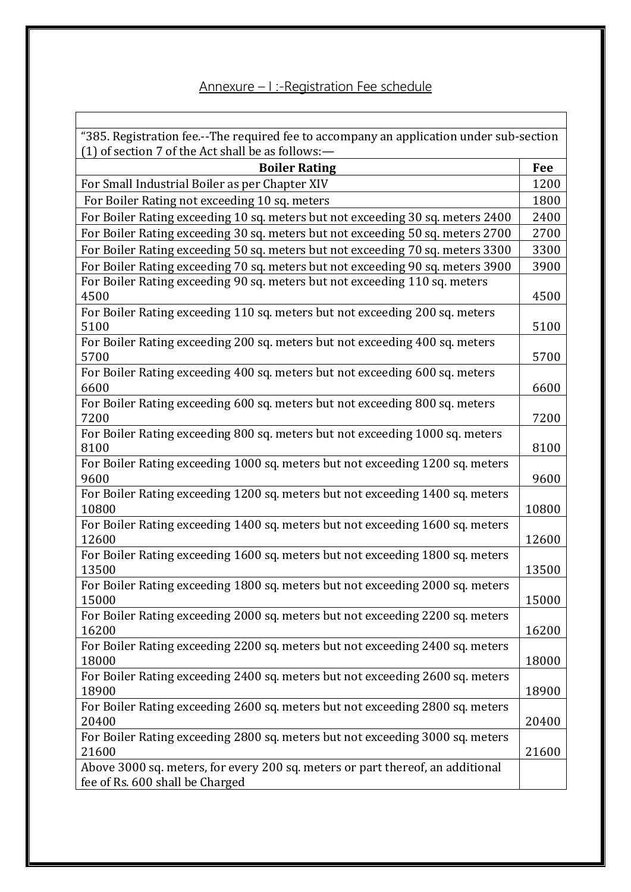## Annexure – I :-Registration Fee schedule

"385. Registration fee.--The required fee to accompany an application under sub-section (1) of section 7 of the Act shall be as follows:—

| Boiler Rating | Fee |
|---|---|
| For Small Industrial Boiler as per Chapter XIV | 1200 |
| For Boiler Rating not exceeding 10 sq. meters | 1800 |
| For Boiler Rating exceeding 10 sq. meters but not exceeding 30 sq. meters 2400 | 2400 |
| For Boiler Rating exceeding 30 sq. meters but not exceeding 50 sq. meters 2700 | 2700 |
| For Boiler Rating exceeding 50 sq. meters but not exceeding 70 sq. meters 3300 | 3300 |
| For Boiler Rating exceeding 70 sq. meters but not exceeding 90 sq. meters 3900 | 3900 |
| For Boiler Rating exceeding 90 sq. meters but not exceeding 110 sq. meters 4500 | 4500 |
| For Boiler Rating exceeding 110 sq. meters but not exceeding 200 sq. meters 5100 | 5100 |
| For Boiler Rating exceeding 200 sq. meters but not exceeding 400 sq. meters 5700 | 5700 |
| For Boiler Rating exceeding 400 sq. meters but not exceeding 600 sq. meters 6600 | 6600 |
| For Boiler Rating exceeding 600 sq. meters but not exceeding 800 sq. meters 7200 | 7200 |
| For Boiler Rating exceeding 800 sq. meters but not exceeding 1000 sq. meters 8100 | 8100 |
| For Boiler Rating exceeding 1000 sq. meters but not exceeding 1200 sq. meters 9600 | 9600 |
| For Boiler Rating exceeding 1200 sq. meters but not exceeding 1400 sq. meters 10800 | 10800 |
| For Boiler Rating exceeding 1400 sq. meters but not exceeding 1600 sq. meters 12600 | 12600 |
| For Boiler Rating exceeding 1600 sq. meters but not exceeding 1800 sq. meters 13500 | 13500 |
| For Boiler Rating exceeding 1800 sq. meters but not exceeding 2000 sq. meters 15000 | 15000 |
| For Boiler Rating exceeding 2000 sq. meters but not exceeding 2200 sq. meters 16200 | 16200 |
| For Boiler Rating exceeding 2200 sq. meters but not exceeding 2400 sq. meters 18000 | 18000 |
| For Boiler Rating exceeding 2400 sq. meters but not exceeding 2600 sq. meters 18900 | 18900 |
| For Boiler Rating exceeding 2600 sq. meters but not exceeding 2800 sq. meters 20400 | 20400 |
| For Boiler Rating exceeding 2800 sq. meters but not exceeding 3000 sq. meters 21600 | 21600 |
| Above 3000 sq. meters, for every 200 sq. meters or part thereof, an additional fee of Rs. 600 shall be Charged | |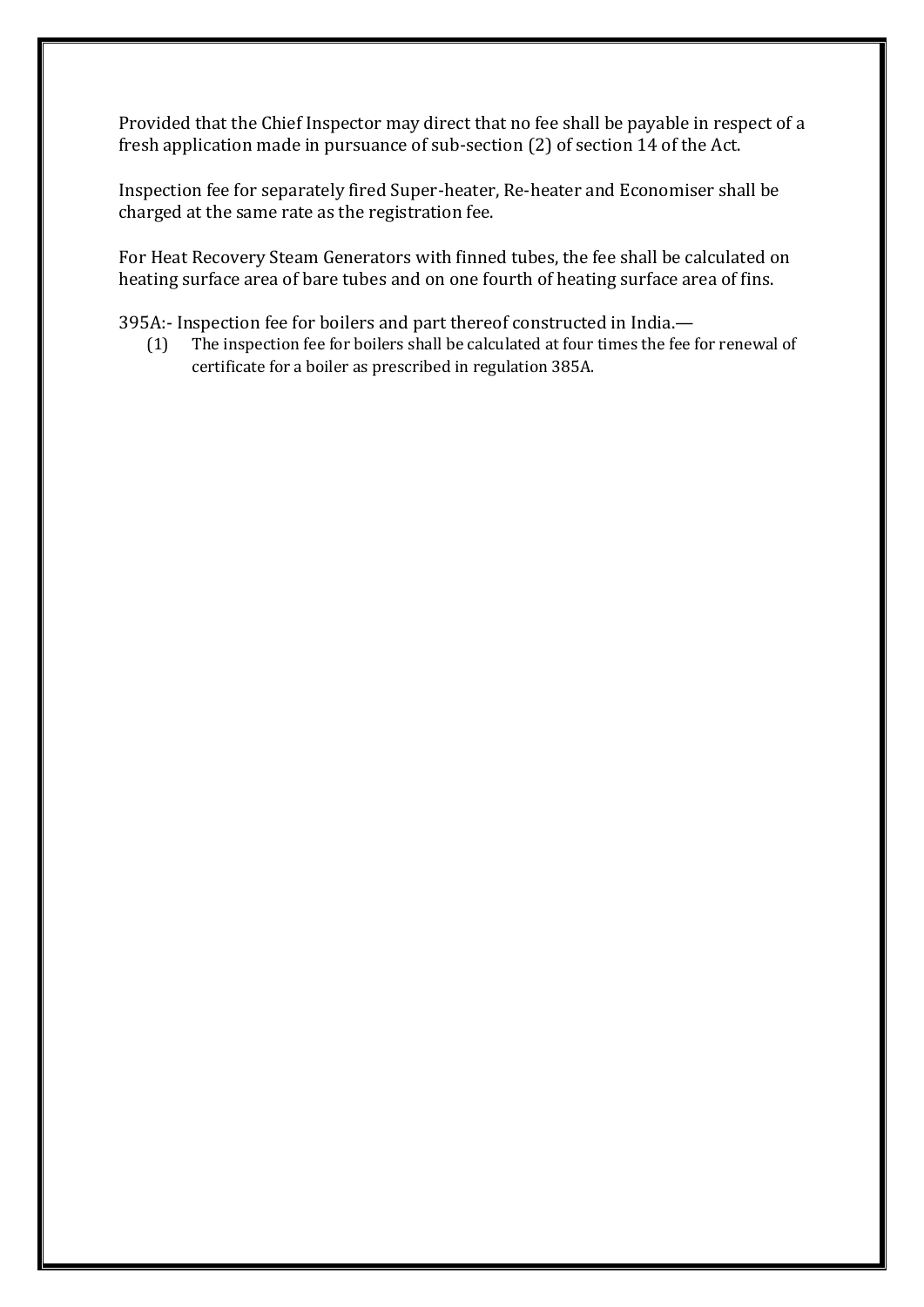Provided that the Chief Inspector may direct that no fee shall be payable in respect of a fresh application made in pursuance of sub-section (2) of section 14 of the Act.

Inspection fee for separately fired Super-heater, Re-heater and Economiser shall be charged at the same rate as the registration fee.

For Heat Recovery Steam Generators with finned tubes, the fee shall be calculated on heating surface area of bare tubes and on one fourth of heating surface area of fins.

395A:- Inspection fee for boilers and part thereof constructed in India.—

(1) The inspection fee for boilers shall be calculated at four times the fee for renewal of certificate for a boiler as prescribed in regulation 385A.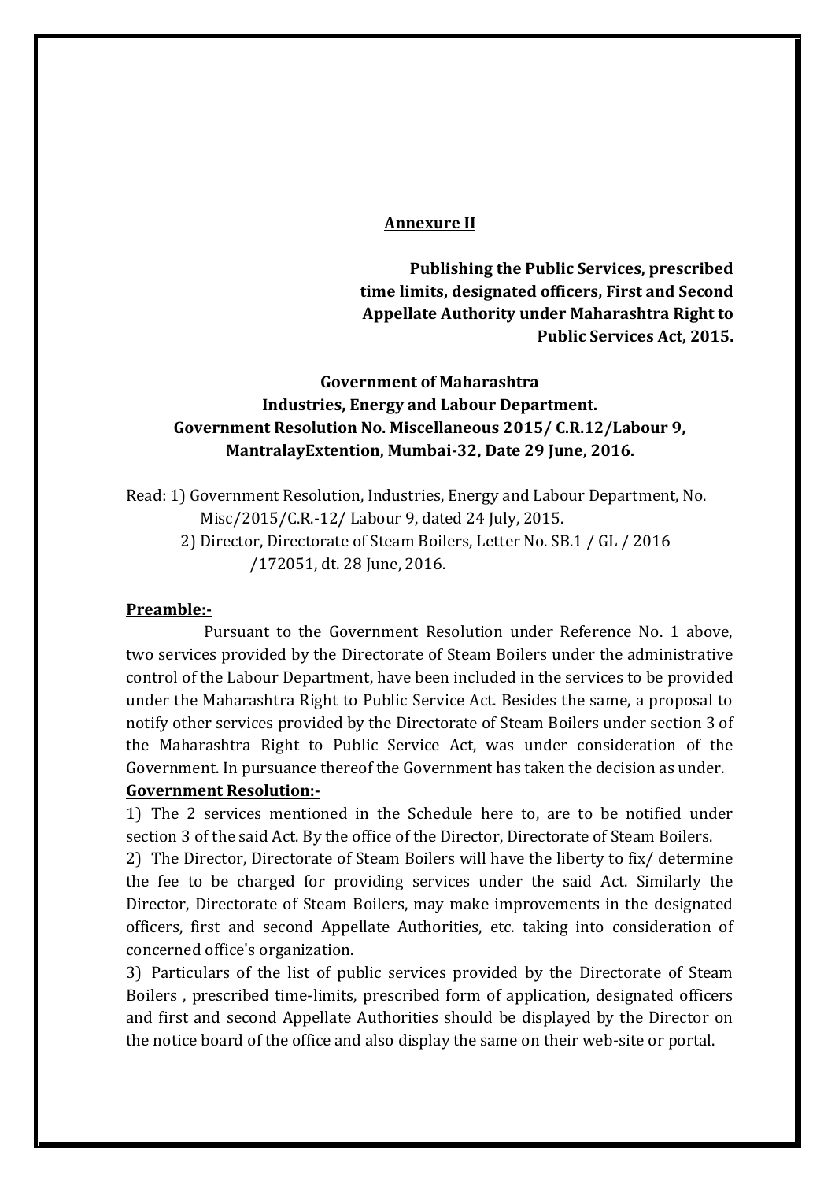**Annexure II**

**Publishing the Public Services, prescribed time limits, designated officers, First and Second Appellate Authority under Maharashtra Right to Public Services Act, 2015.**

**Government of Maharashtra**
**Industries, Energy and Labour Department.**
**Government Resolution No. Miscellaneous 2015/ C.R.12/Labour 9, MantralayExtention, Mumbai-32, Date 29 June, 2016.**

Read: 1) Government Resolution, Industries, Energy and Labour Department, No. Misc/2015/C.R.-12/ Labour 9, dated 24 July, 2015.
2) Director, Directorate of Steam Boilers, Letter No. SB.1 / GL / 2016 /172051, dt. 28 June, 2016.

**Preamble:-**

Pursuant to the Government Resolution under Reference No. 1 above, two services provided by the Directorate of Steam Boilers under the administrative control of the Labour Department, have been included in the services to be provided under the Maharashtra Right to Public Service Act. Besides the same, a proposal to notify other services provided by the Directorate of Steam Boilers under section 3 of the Maharashtra Right to Public Service Act, was under consideration of the Government. In pursuance thereof the Government has taken the decision as under.

**Government Resolution:-**

1) The 2 services mentioned in the Schedule here to, are to be notified under section 3 of the said Act. By the office of the Director, Directorate of Steam Boilers.

2) The Director, Directorate of Steam Boilers will have the liberty to fix/ determine the fee to be charged for providing services under the said Act. Similarly the Director, Directorate of Steam Boilers, may make improvements in the designated officers, first and second Appellate Authorities, etc. taking into consideration of concerned office's organization.

3) Particulars of the list of public services provided by the Directorate of Steam Boilers , prescribed time-limits, prescribed form of application, designated officers and first and second Appellate Authorities should be displayed by the Director on the notice board of the office and also display the same on their web-site or portal.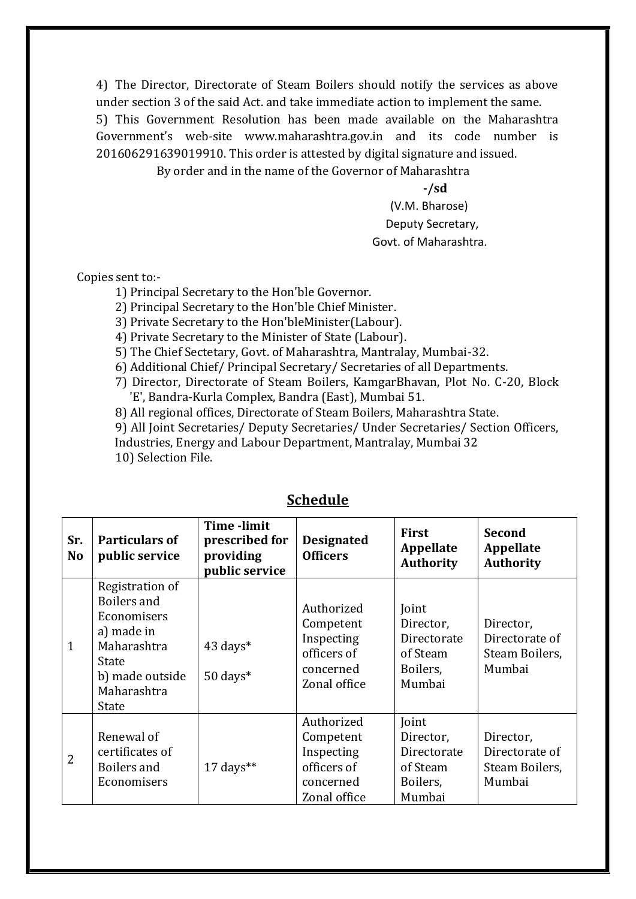4) The Director, Directorate of Steam Boilers should notify the services as above under section 3 of the said Act. and take immediate action to implement the same.

5) This Government Resolution has been made available on the Maharashtra Government's web-site www.maharashtra.gov.in and its code number is 201606291639019910. This order is attested by digital signature and issued.

By order and in the name of the Governor of Maharashtra

**-/sd**

(V.M. Bharose)

Deputy Secretary,

Govt. of Maharashtra.

Copies sent to:-

1) Principal Secretary to the Hon'ble Governor.
2) Principal Secretary to the Hon'ble Chief Minister.
3) Private Secretary to the Hon'bleMinister(Labour).
4) Private Secretary to the Minister of State (Labour).
5) The Chief Sectetary, Govt. of Maharashtra, Mantralay, Mumbai-32.
6) Additional Chief/ Principal Secretary/ Secretaries of all Departments.
7) Director, Directorate of Steam Boilers, KamgarBhavan, Plot No. C-20, Block 'E', Bandra-Kurla Complex, Bandra (East), Mumbai 51.
8) All regional offices, Directorate of Steam Boilers, Maharashtra State.
9) All Joint Secretaries/ Deputy Secretaries/ Under Secretaries/ Section Officers, Industries, Energy and Labour Department, Mantralay, Mumbai 32
10) Selection File.

## Schedule

| Sr. No | Particulars of public service | Time -limit prescribed for providing public service | Designated Officers | First Appellate Authority | Second Appellate Authority |
|---|---|---|---|---|---|
| 1 | Registration of Boilers and Economisers a) made in Maharashtra State b) made outside Maharashtra State | 43 days* 50 days* | Authorized Competent Inspecting officers of concerned Zonal office | Joint Director, Directorate of Steam Boilers, Mumbai | Director, Directorate of Steam Boilers, Mumbai |
| 2 | Renewal of certificates of Boilers and Economisers | 17 days** | Authorized Competent Inspecting officers of concerned Zonal office | Joint Director, Directorate of Steam Boilers, Mumbai | Director, Directorate of Steam Boilers, Mumbai |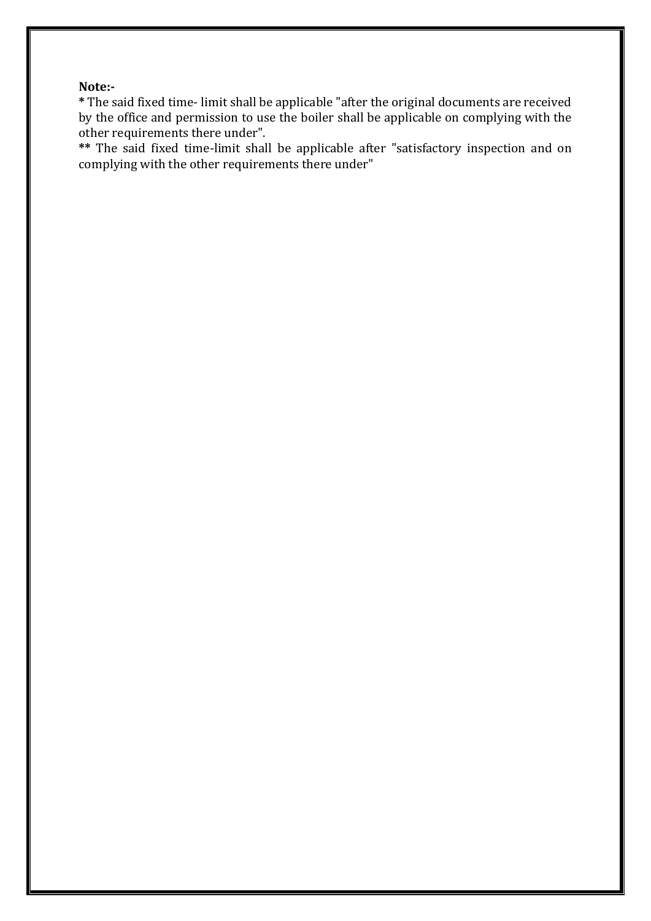**Note:-**

**\*** The said fixed time- limit shall be applicable "after the original documents are received by the office and permission to use the boiler shall be applicable on complying with the other requirements there under".

**\*\*** The said fixed time-limit shall be applicable after "satisfactory inspection and on complying with the other requirements there under"